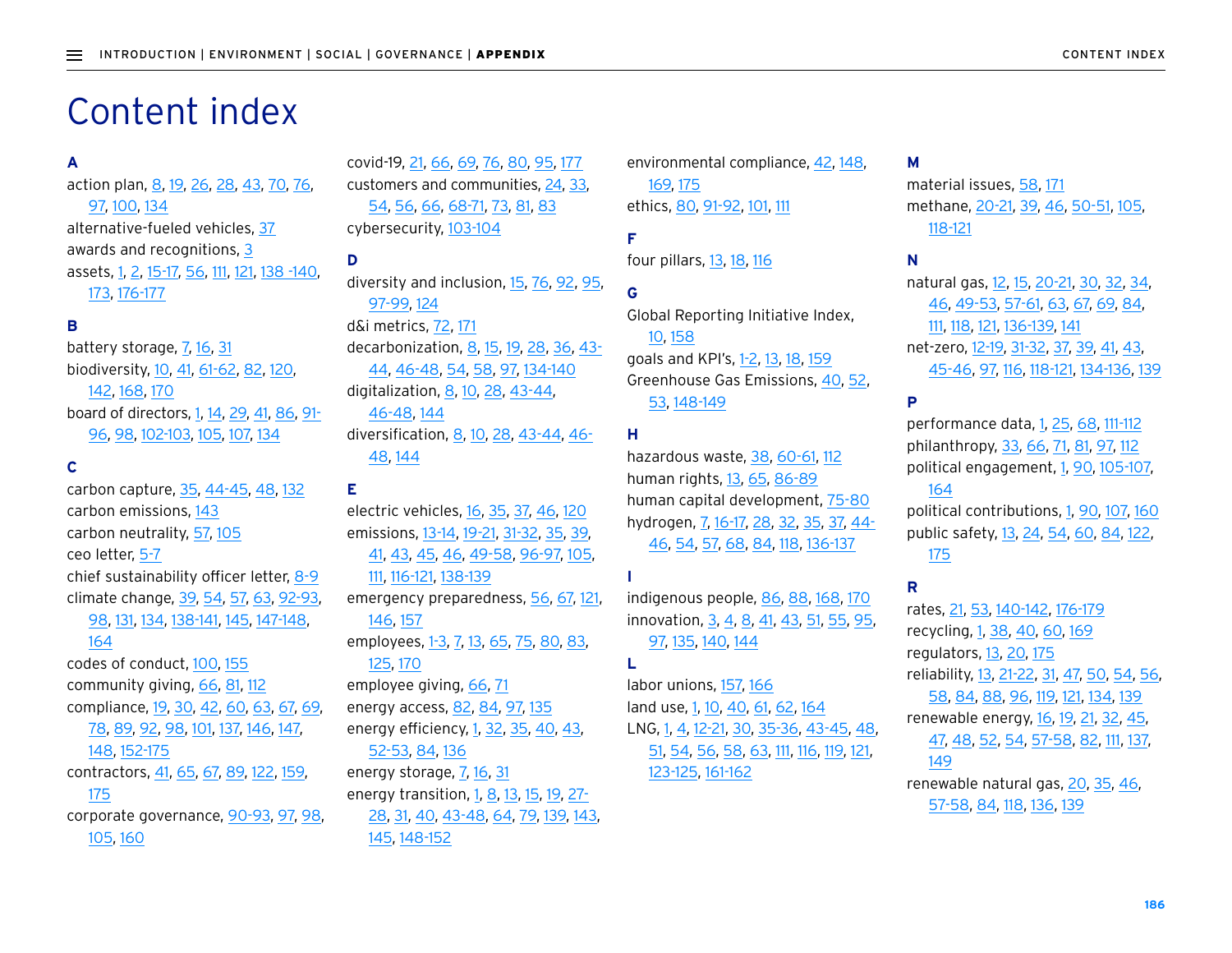# Content index

**A**

action plan, 8, 19, 26, 28, 43, 70, 76, 97, 100, 134
alternative-fueled vehicles, 37
awards and recognitions, 3
assets, 1, 2, 15-17, 56, 111, 121, 138 -140, 173, 176-177

**B**

battery storage, 7, 16, 31
biodiversity, 10, 41, 61-62, 82, 120, 142, 168, 170
board of directors, 1, 14, 29, 41, 86, 91-96, 98, 102-103, 105, 107, 134

**C**

carbon capture, 35, 44-45, 48, 132
carbon emissions, 143
carbon neutrality, 57, 105
ceo letter, 5-7
chief sustainability officer letter, 8-9
climate change, 39, 54, 57, 63, 92-93, 98, 131, 134, 138-141, 145, 147-148, 164
codes of conduct, 100, 155
community giving, 66, 81, 112
compliance, 19, 30, 42, 60, 63, 67, 69, 78, 89, 92, 98, 101, 137, 146, 147, 148, 152-175
contractors, 41, 65, 67, 89, 122, 159, 175
corporate governance, 90-93, 97, 98, 105, 160
covid-19, 21, 66, 69, 76, 80, 95, 177
customers and communities, 24, 33, 54, 56, 66, 68-71, 73, 81, 83
cybersecurity, 103-104

**D**

diversity and inclusion, 15, 76, 92, 95, 97-99, 124
d&i metrics, 72, 171
decarbonization, 8, 15, 19, 28, 36, 43-44, 46-48, 54, 58, 97, 134-140
digitalization, 8, 10, 28, 43-44, 46-48, 144
diversification, 8, 10, 28, 43-44, 46-48, 144

**E**

electric vehicles, 16, 35, 37, 46, 120
emissions, 13-14, 19-21, 31-32, 35, 39, 41, 43, 45, 46, 49-58, 96-97, 105, 111, 116-121, 138-139
emergency preparedness, 56, 67, 121, 146, 157
employees, 1-3, 7, 13, 65, 75, 80, 83, 125, 170
employee giving, 66, 71
energy access, 82, 84, 97, 135
energy efficiency, 1, 32, 35, 40, 43, 52-53, 84, 136
energy storage, 7, 16, 31
energy transition, 1, 8, 13, 15, 19, 27-28, 31, 40, 43-48, 64, 79, 139, 143, 145, 148-152
environmental compliance, 42, 148, 169, 175
ethics, 80, 91-92, 101, 111

**F**

four pillars, 13, 18, 116

**G**

Global Reporting Initiative Index, 10, 158
goals and KPI's, 1-2, 13, 18, 159
Greenhouse Gas Emissions, 40, 52, 53, 148-149

**H**

hazardous waste, 38, 60-61, 112
human rights, 13, 65, 86-89
human capital development, 75-80
hydrogen, 7, 16-17, 28, 32, 35, 37, 44-46, 54, 57, 68, 84, 118, 136-137

**I**

indigenous people, 86, 88, 168, 170
innovation, 3, 4, 8, 41, 43, 51, 55, 95, 97, 135, 140, 144

**L**

labor unions, 157, 166
land use, 1, 10, 40, 61, 62, 164
LNG, 1, 4, 12-21, 30, 35-36, 43-45, 48, 51, 54, 56, 58, 63, 111, 116, 119, 121, 123-125, 161-162

**M**

material issues, 58, 171
methane, 20-21, 39, 46, 50-51, 105, 118-121

**N**

natural gas, 12, 15, 20-21, 30, 32, 34, 46, 49-53, 57-61, 63, 67, 69, 84, 111, 118, 121, 136-139, 141
net-zero, 12-19, 31-32, 37, 39, 41, 43, 45-46, 97, 116, 118-121, 134-136, 139

**P**

performance data, 1, 25, 68, 111-112
philanthropy, 33, 66, 71, 81, 97, 112
political engagement, 1, 90, 105-107, 164
political contributions, 1, 90, 107, 160
public safety, 13, 24, 54, 60, 84, 122, 175

**R**

rates, 21, 53, 140-142, 176-179
recycling, 1, 38, 40, 60, 169
regulators, 13, 20, 175
reliability, 13, 21-22, 31, 47, 50, 54, 56, 58, 84, 88, 96, 119, 121, 134, 139
renewable energy, 16, 19, 21, 32, 45, 47, 48, 52, 54, 57-58, 82, 111, 137, 149
renewable natural gas, 20, 35, 46, 57-58, 84, 118, 136, 139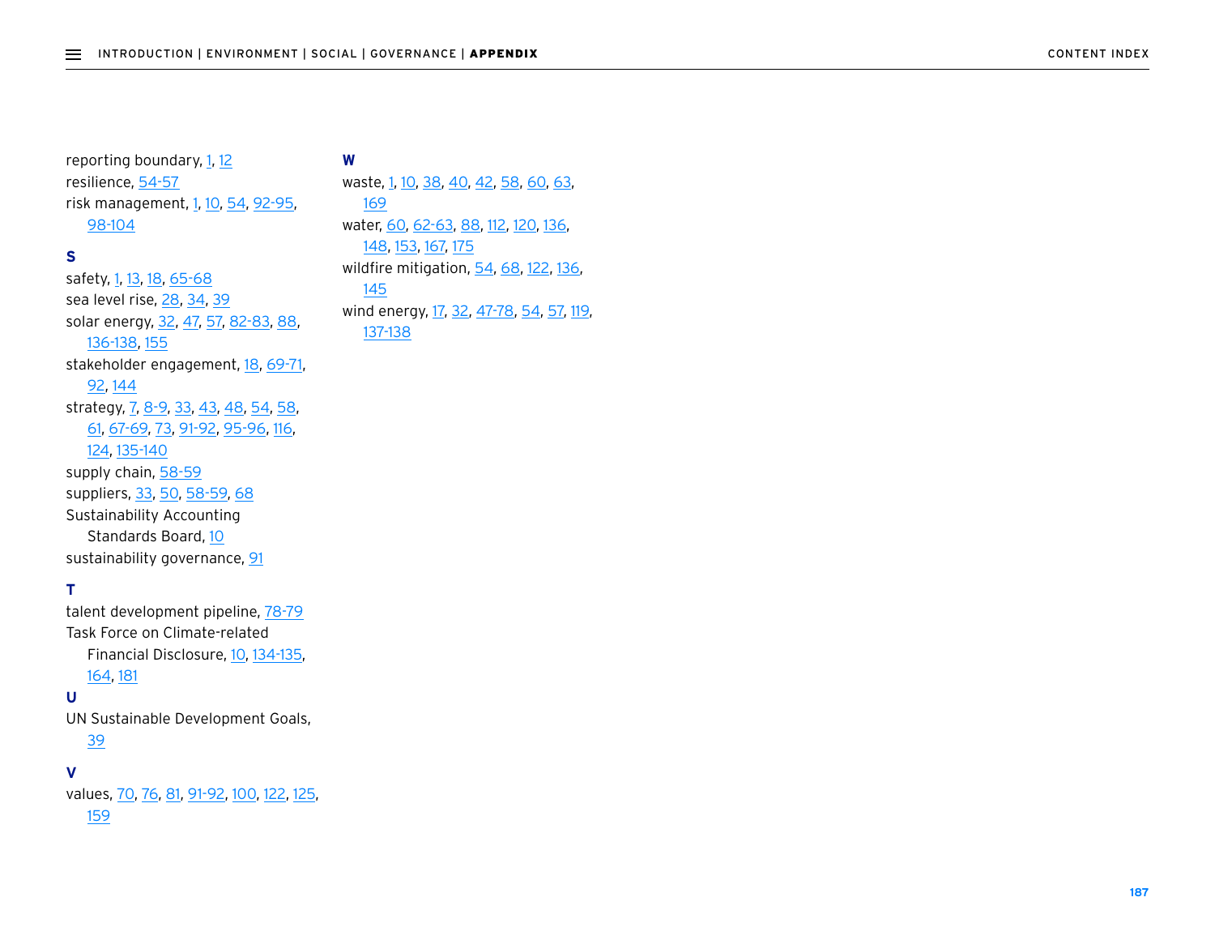reporting boundary, 1, 12
resilience, 54-57
risk management, 1, 10, 54, 92-95, 98-104

**S**

safety, 1, 13, 18, 65-68
sea level rise, 28, 34, 39
solar energy, 32, 47, 57, 82-83, 88, 136-138, 155
stakeholder engagement, 18, 69-71, 92, 144
strategy, 7, 8-9, 33, 43, 48, 54, 58, 61, 67-69, 73, 91-92, 95-96, 116, 124, 135-140
supply chain, 58-59
suppliers, 33, 50, 58-59, 68
Sustainability Accounting Standards Board, 10
sustainability governance, 91

**T**

talent development pipeline, 78-79
Task Force on Climate-related Financial Disclosure, 10, 134-135, 164, 181

**U**

UN Sustainable Development Goals, 39

**V**

values, 70, 76, 81, 91-92, 100, 122, 125, 159

**W**

waste, 1, 10, 38, 40, 42, 58, 60, 63, 169
water, 60, 62-63, 88, 112, 120, 136, 148, 153, 167, 175
wildfire mitigation, 54, 68, 122, 136, 145
wind energy, 17, 32, 47-78, 54, 57, 119, 137-138